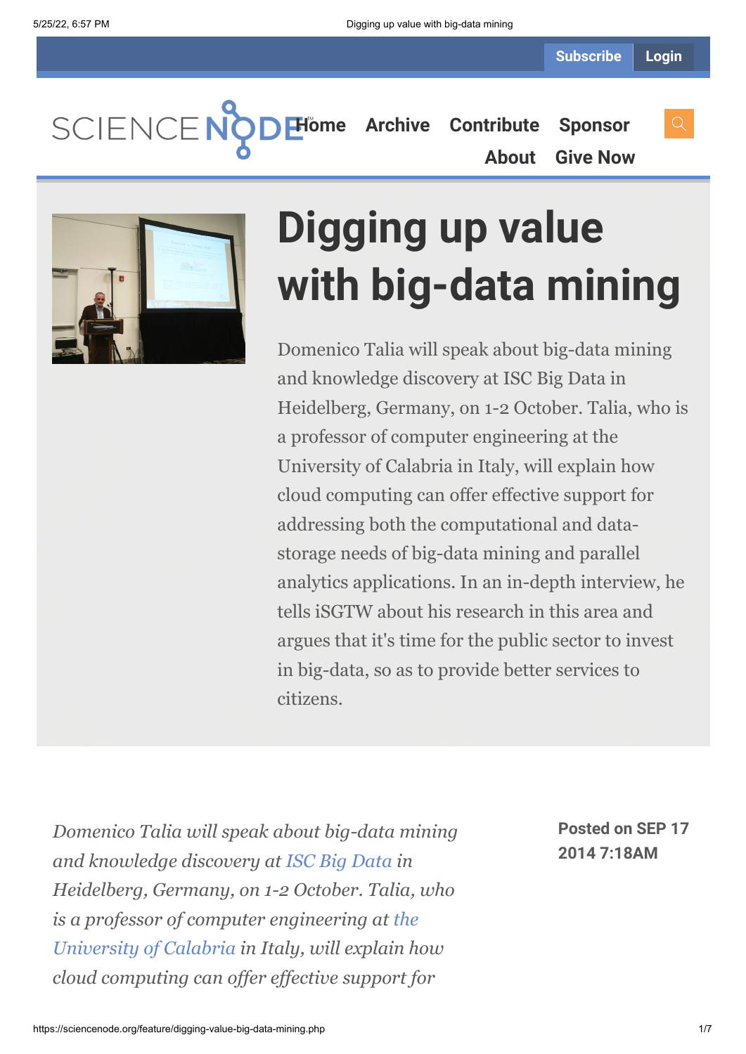Subscribe Login

SCIENCE NODE™ Home Archive Contribute Sponsor About Give Now

# Digging up value with big-data mining

Domenico Talia will speak about big-data mining and knowledge discovery at ISC Big Data in Heidelberg, Germany, on 1-2 October. Talia, who is a professor of computer engineering at the University of Calabria in Italy, will explain how cloud computing can offer effective support for addressing both the computational and data-storage needs of big-data mining and parallel analytics applications. In an in-depth interview, he tells iSGTW about his research in this area and argues that it's time for the public sector to invest in big-data, so as to provide better services to citizens.

**Posted on SEP 17 2014 7:18AM**

*Domenico Talia will speak about big-data mining and knowledge discovery at ISC Big Data in Heidelberg, Germany, on 1-2 October. Talia, who is a professor of computer engineering at the University of Calabria in Italy, will explain how cloud computing can offer effective support for*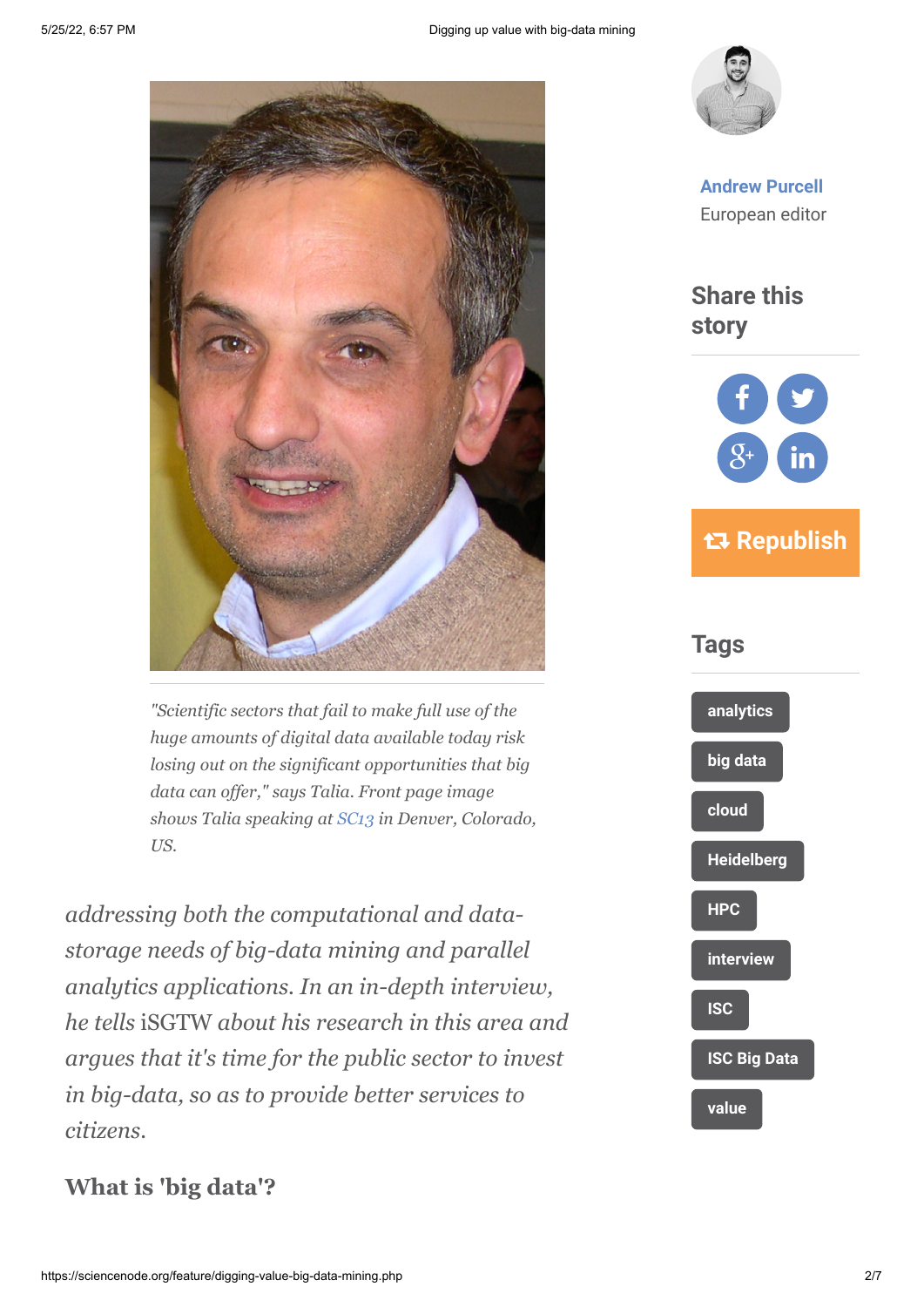*"Scientific sectors that fail to make full use of the huge amounts of digital data available today risk losing out on the significant opportunities that big data can offer," says Talia. Front page image shows Talia speaking at SC13 in Denver, Colorado, US.*

Andrew Purcell
European editor

## Share this story

Republish

## Tags

- analytics
- big data
- cloud
- Heidelberg
- HPC
- interview
- ISC
- ISC Big Data
- value

*addressing both the computational and data-storage needs of big-data mining and parallel analytics applications. In an in-depth interview, he tells* iSGTW *about his research in this area and argues that it's time for the public sector to invest in big-data, so as to provide better services to citizens.*

### What is 'big data'?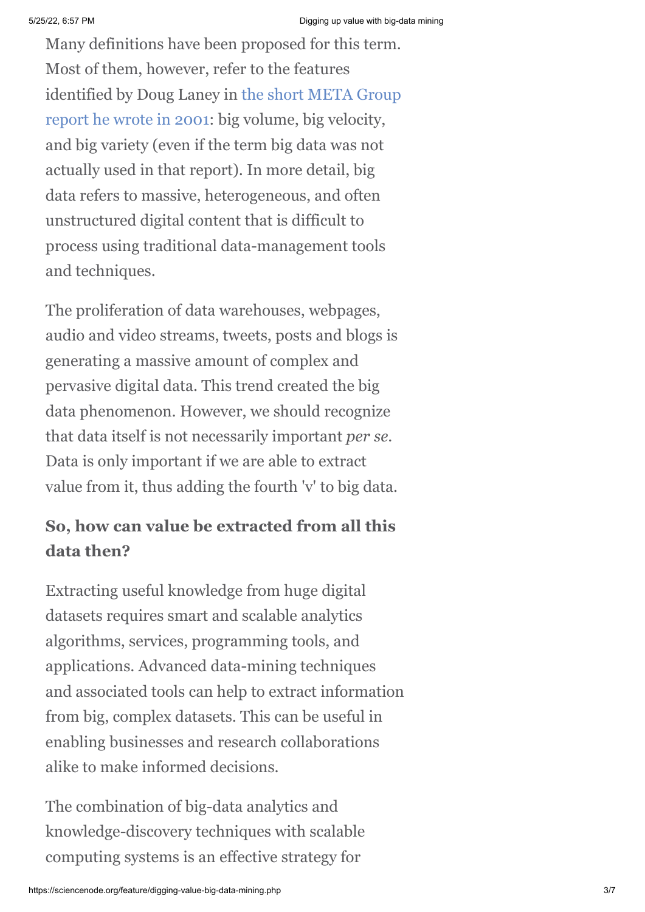Many definitions have been proposed for this term. Most of them, however, refer to the features identified by Doug Laney in the short META Group report he wrote in 2001: big volume, big velocity, and big variety (even if the term big data was not actually used in that report). In more detail, big data refers to massive, heterogeneous, and often unstructured digital content that is difficult to process using traditional data-management tools and techniques.

The proliferation of data warehouses, webpages, audio and video streams, tweets, posts and blogs is generating a massive amount of complex and pervasive digital data. This trend created the big data phenomenon. However, we should recognize that data itself is not necessarily important *per se*. Data is only important if we are able to extract value from it, thus adding the fourth 'v' to big data.

**So, how can value be extracted from all this data then?**

Extracting useful knowledge from huge digital datasets requires smart and scalable analytics algorithms, services, programming tools, and applications. Advanced data-mining techniques and associated tools can help to extract information from big, complex datasets. This can be useful in enabling businesses and research collaborations alike to make informed decisions.

The combination of big-data analytics and knowledge-discovery techniques with scalable computing systems is an effective strategy for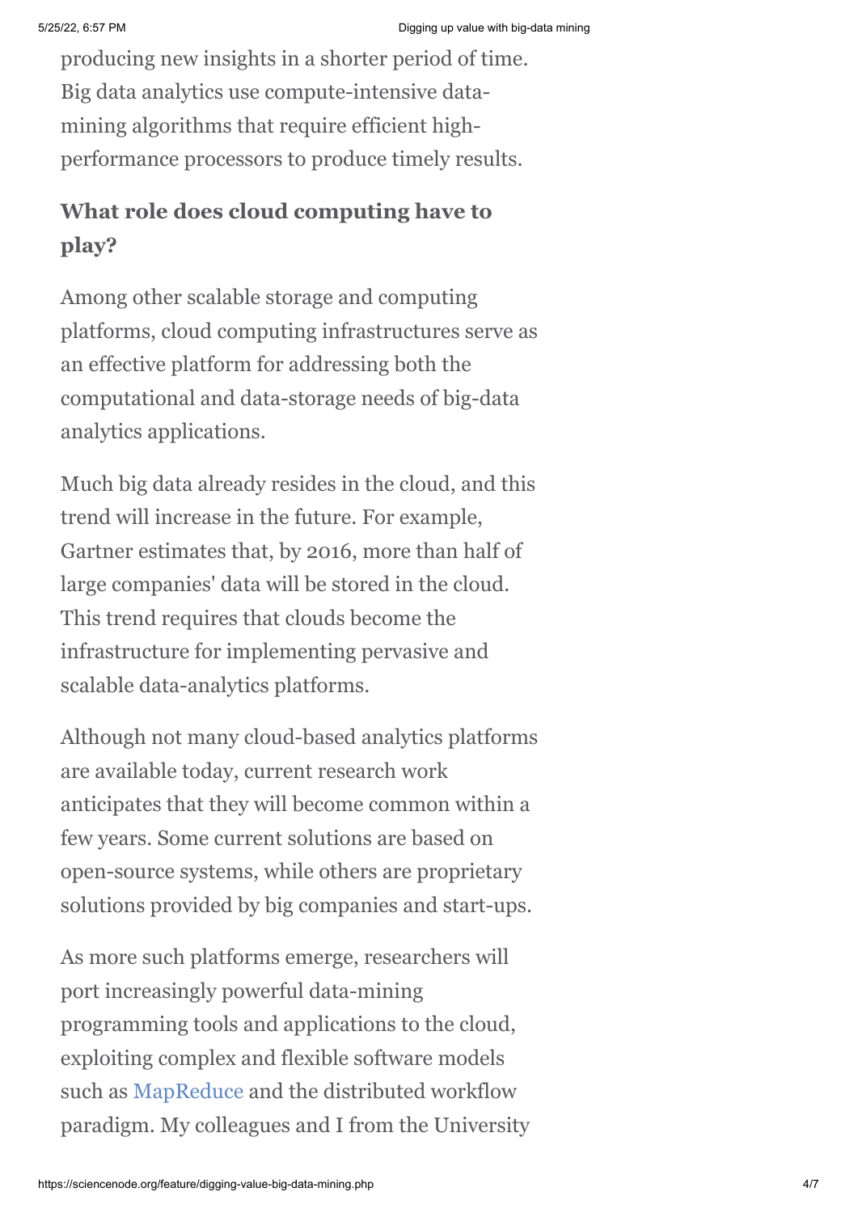producing new insights in a shorter period of time. Big data analytics use compute-intensive data-mining algorithms that require efficient high-performance processors to produce timely results.

### What role does cloud computing have to play?

Among other scalable storage and computing platforms, cloud computing infrastructures serve as an effective platform for addressing both the computational and data-storage needs of big-data analytics applications.

Much big data already resides in the cloud, and this trend will increase in the future. For example, Gartner estimates that, by 2016, more than half of large companies' data will be stored in the cloud. This trend requires that clouds become the infrastructure for implementing pervasive and scalable data-analytics platforms.

Although not many cloud-based analytics platforms are available today, current research work anticipates that they will become common within a few years. Some current solutions are based on open-source systems, while others are proprietary solutions provided by big companies and start-ups.

As more such platforms emerge, researchers will port increasingly powerful data-mining programming tools and applications to the cloud, exploiting complex and flexible software models such as MapReduce and the distributed workflow paradigm. My colleagues and I from the University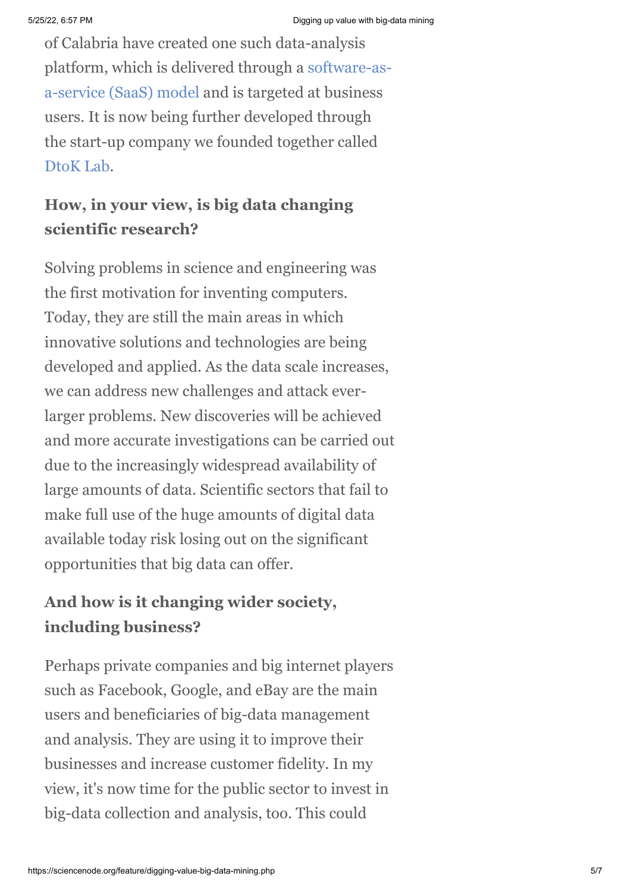of Calabria have created one such data-analysis platform, which is delivered through a software-as-a-service (SaaS) model and is targeted at business users. It is now being further developed through the start-up company we founded together called DtoK Lab.

### How, in your view, is big data changing scientific research?

Solving problems in science and engineering was the first motivation for inventing computers. Today, they are still the main areas in which innovative solutions and technologies are being developed and applied. As the data scale increases, we can address new challenges and attack ever-larger problems. New discoveries will be achieved and more accurate investigations can be carried out due to the increasingly widespread availability of large amounts of data. Scientific sectors that fail to make full use of the huge amounts of digital data available today risk losing out on the significant opportunities that big data can offer.

### And how is it changing wider society, including business?

Perhaps private companies and big internet players such as Facebook, Google, and eBay are the main users and beneficiaries of big-data management and analysis. They are using it to improve their businesses and increase customer fidelity. In my view, it's now time for the public sector to invest in big-data collection and analysis, too. This could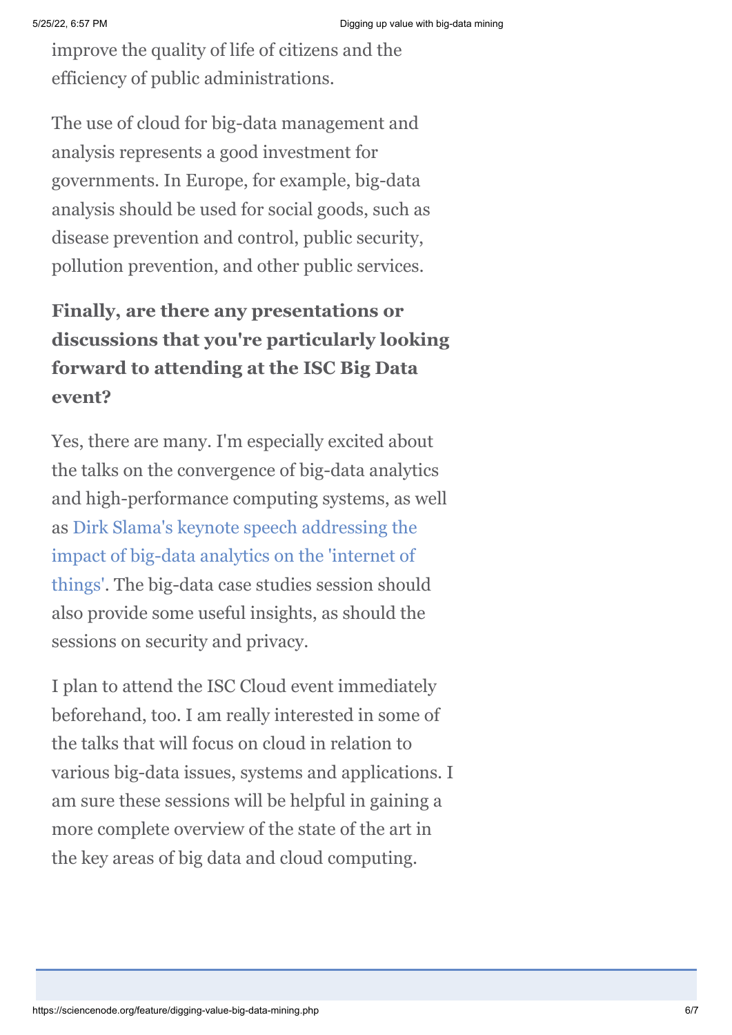improve the quality of life of citizens and the efficiency of public administrations.

The use of cloud for big-data management and analysis represents a good investment for governments. In Europe, for example, big-data analysis should be used for social goods, such as disease prevention and control, public security, pollution prevention, and other public services.

**Finally, are there any presentations or discussions that you're particularly looking forward to attending at the ISC Big Data event?**

Yes, there are many. I'm especially excited about the talks on the convergence of big-data analytics and high-performance computing systems, as well as Dirk Slama's keynote speech addressing the impact of big-data analytics on the 'internet of things'. The big-data case studies session should also provide some useful insights, as should the sessions on security and privacy.

I plan to attend the ISC Cloud event immediately beforehand, too. I am really interested in some of the talks that will focus on cloud in relation to various big-data issues, systems and applications. I am sure these sessions will be helpful in gaining a more complete overview of the state of the art in the key areas of big data and cloud computing.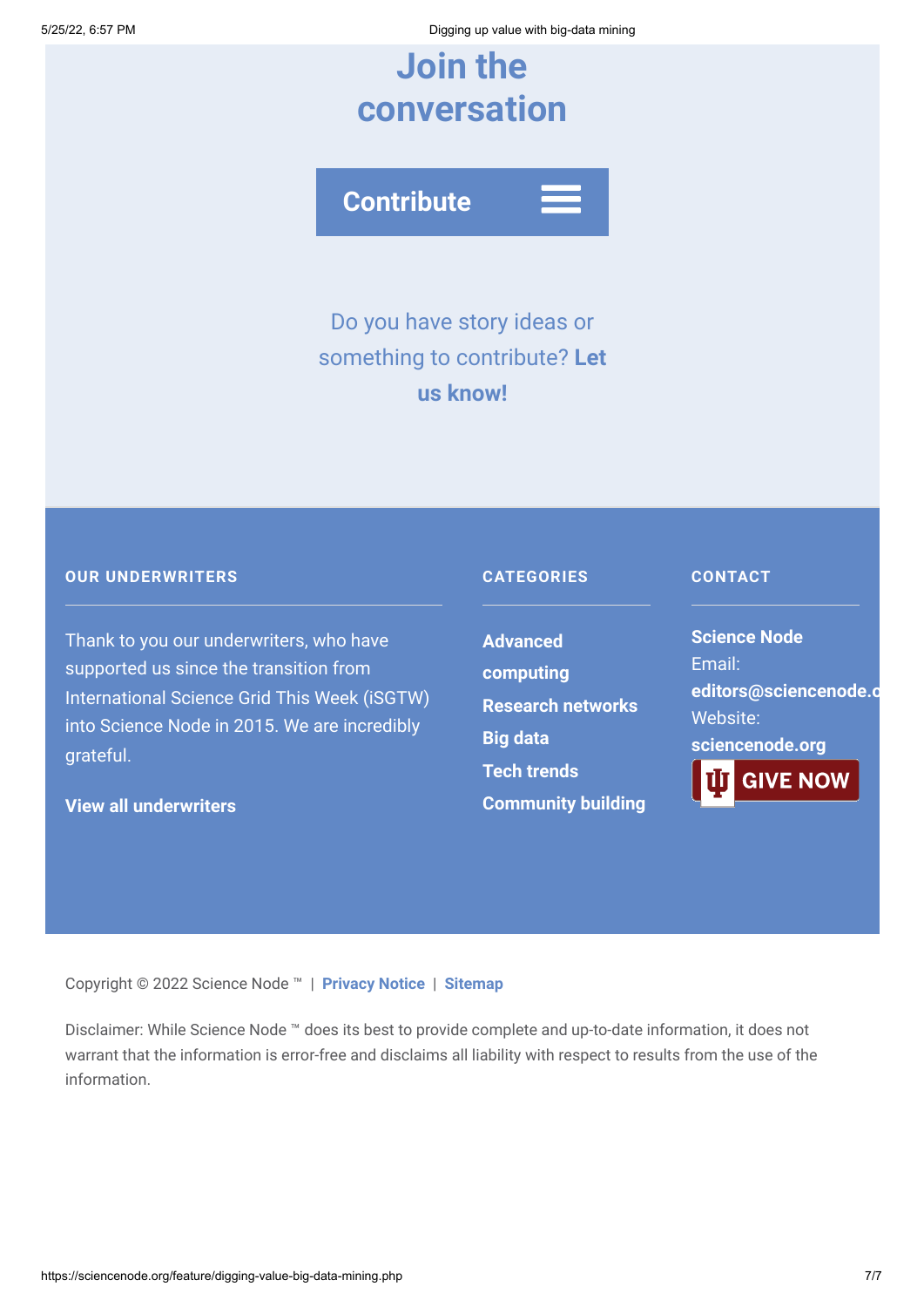# Join the conversation

**Contribute**

Do you have story ideas or something to contribute? **Let us know!**

## OUR UNDERWRITERS

Thank to you our underwriters, who have supported us since the transition from International Science Grid This Week (iSGTW) into Science Node in 2015. We are incredibly grateful.

**View all underwriters**

## CATEGORIES

**Advanced computing**

**Research networks**

**Big data**

**Tech trends**

**Community building**

## CONTACT

**Science Node**
Email:
**editors@sciencenode.o**
Website:
**sciencenode.org**

**GIVE NOW**

Copyright © 2022 Science Node ™ | **Privacy Notice** | **Sitemap**

Disclaimer: While Science Node ™ does its best to provide complete and up-to-date information, it does not warrant that the information is error-free and disclaims all liability with respect to results from the use of the information.